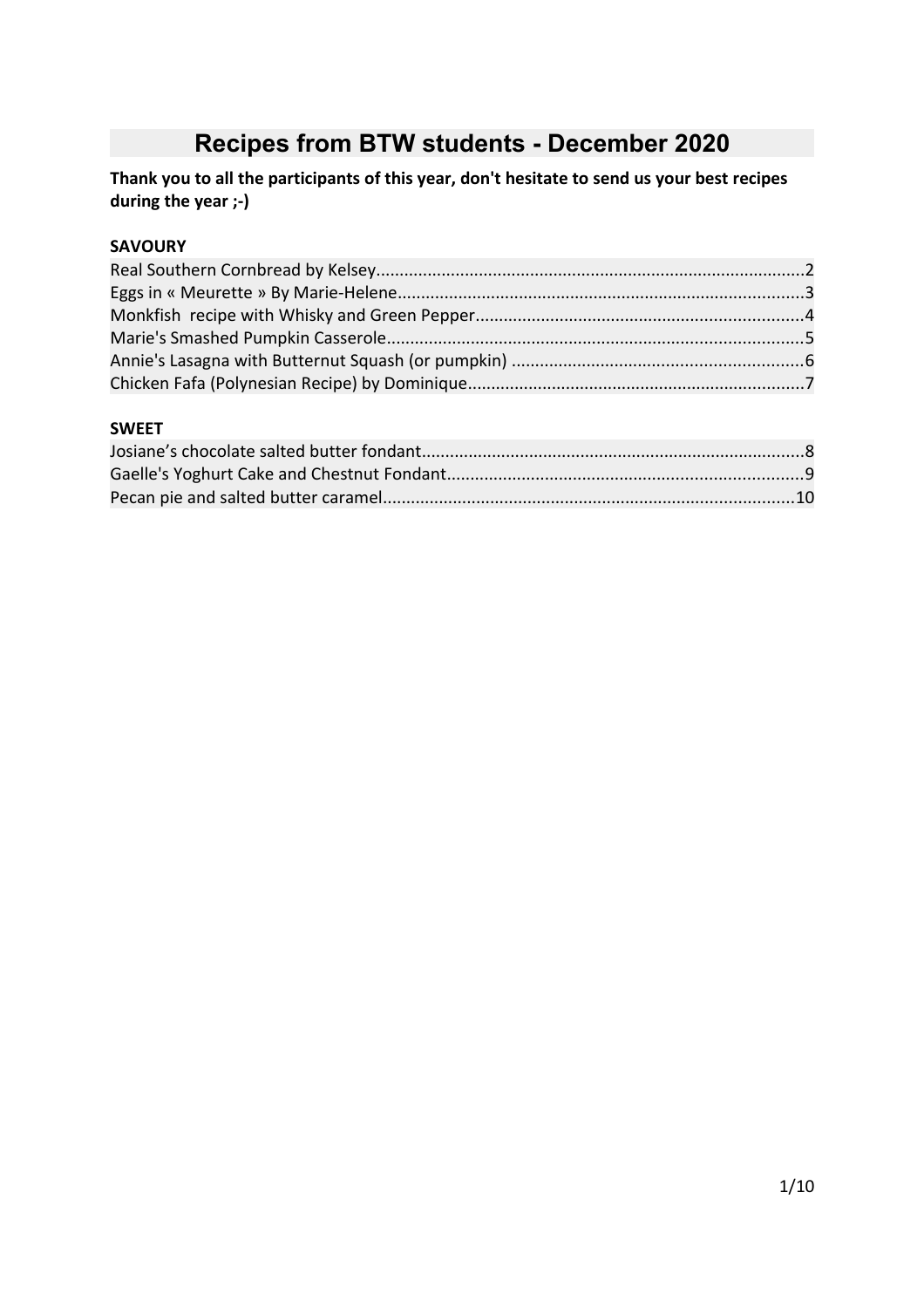# Recipes from BTW students - December 2020

**Thank you to all the participants of this year, don't hesitate to send us your best recipes during the year ;-)**

**SAVOURY**

Real Southern Cornbread by Kelsey..........2
Eggs in « Meurette » By Marie-Helene..........3
Monkfish  recipe with Whisky and Green Pepper..........4
Marie's Smashed Pumpkin Casserole..........5
Annie's Lasagna with Butternut Squash (or pumpkin) ..........6
Chicken Fafa (Polynesian Recipe) by Dominique..........7

**SWEET**

Josiane's chocolate salted butter fondant..........8
Gaelle's Yoghurt Cake and Chestnut Fondant..........9
Pecan pie and salted butter caramel..........10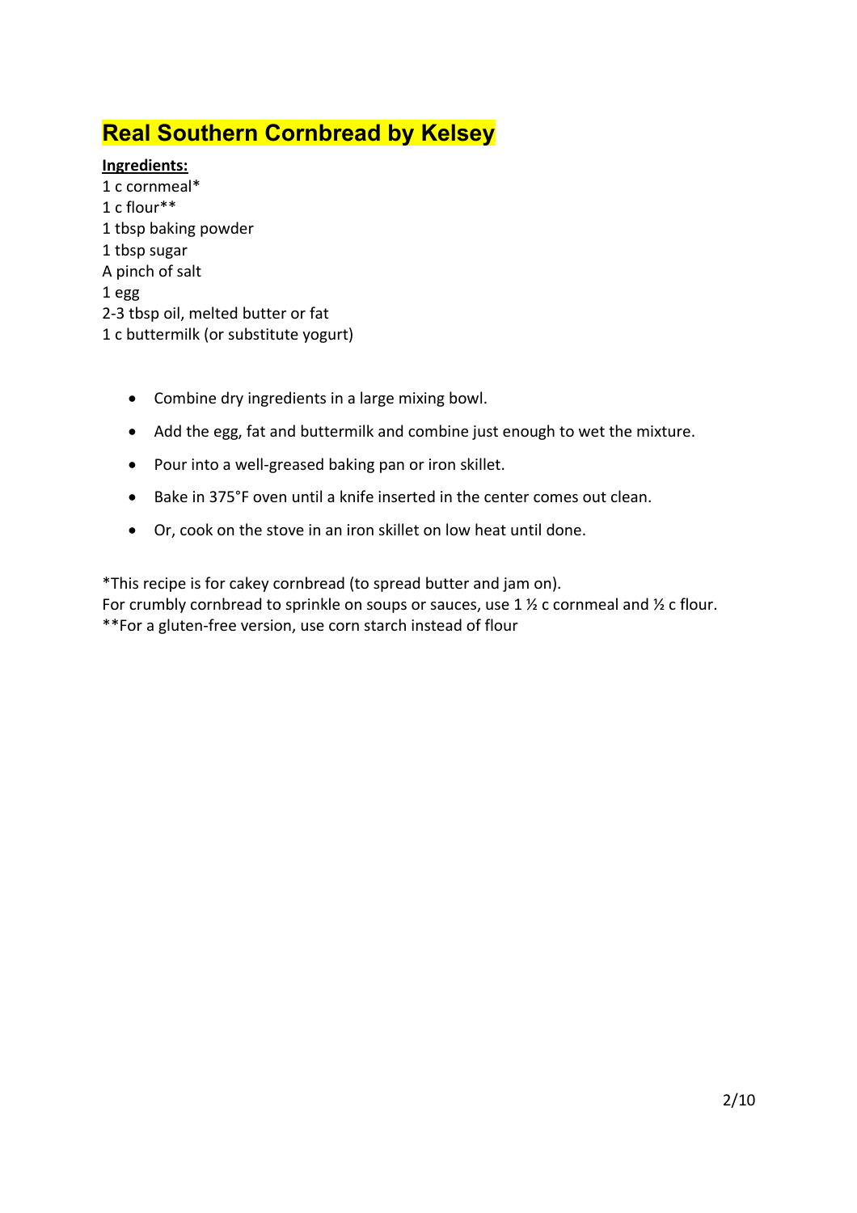# Real Southern Cornbread by Kelsey

**Ingredients:**

1 c cornmeal*
1 c flour**
1 tbsp baking powder
1 tbsp sugar
A pinch of salt
1 egg
2-3 tbsp oil, melted butter or fat
1 c buttermilk (or substitute yogurt)

- Combine dry ingredients in a large mixing bowl.
- Add the egg, fat and buttermilk and combine just enough to wet the mixture.
- Pour into a well-greased baking pan or iron skillet.
- Bake in 375°F oven until a knife inserted in the center comes out clean.
- Or, cook on the stove in an iron skillet on low heat until done.

*This recipe is for cakey cornbread (to spread butter and jam on).
For crumbly cornbread to sprinkle on soups or sauces, use 1 ½ c cornmeal and ½ c flour.
**For a gluten-free version, use corn starch instead of flour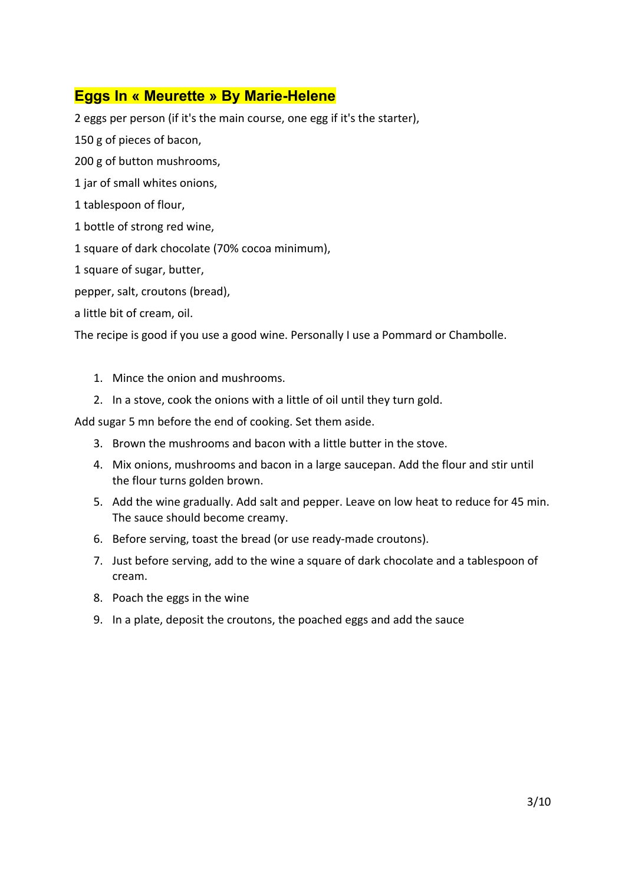## Eggs In « Meurette » By Marie-Helene

2 eggs per person (if it's the main course, one egg if it's the starter),

150 g of pieces of bacon,

200 g of button mushrooms,

1 jar of small whites onions,

1 tablespoon of flour,

1 bottle of strong red wine,

1 square of dark chocolate (70% cocoa minimum),

1 square of sugar, butter,

pepper, salt, croutons (bread),

a little bit of cream, oil.

The recipe is good if you use a good wine. Personally I use a Pommard or Chambolle.

1. Mince the onion and mushrooms.
2. In a stove, cook the onions with a little of oil until they turn gold.

Add sugar 5 mn before the end of cooking. Set them aside.

3. Brown the mushrooms and bacon with a little butter in the stove.
4. Mix onions, mushrooms and bacon in a large saucepan. Add the flour and stir until the flour turns golden brown.
5. Add the wine gradually. Add salt and pepper. Leave on low heat to reduce for 45 min. The sauce should become creamy.
6. Before serving, toast the bread (or use ready-made croutons).
7. Just before serving, add to the wine a square of dark chocolate and a tablespoon of cream.
8. Poach the eggs in the wine
9. In a plate, deposit the croutons, the poached eggs and add the sauce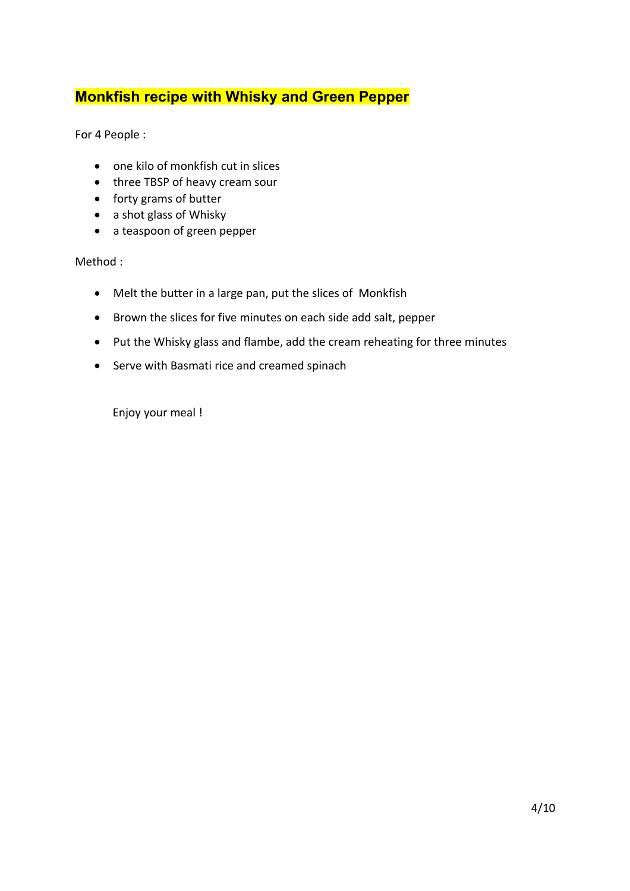## **Monkfish recipe with Whisky and Green Pepper**

For 4 People :

- one kilo of monkfish cut in slices
- three TBSP of heavy cream sour
- forty grams of butter
- a shot glass of Whisky
- a teaspoon of green pepper

Method :

- Melt the butter in a large pan, put the slices of  Monkfish
- Brown the slices for five minutes on each side add salt, pepper
- Put the Whisky glass and flambe, add the cream reheating for three minutes
- Serve with Basmati rice and creamed spinach

Enjoy your meal !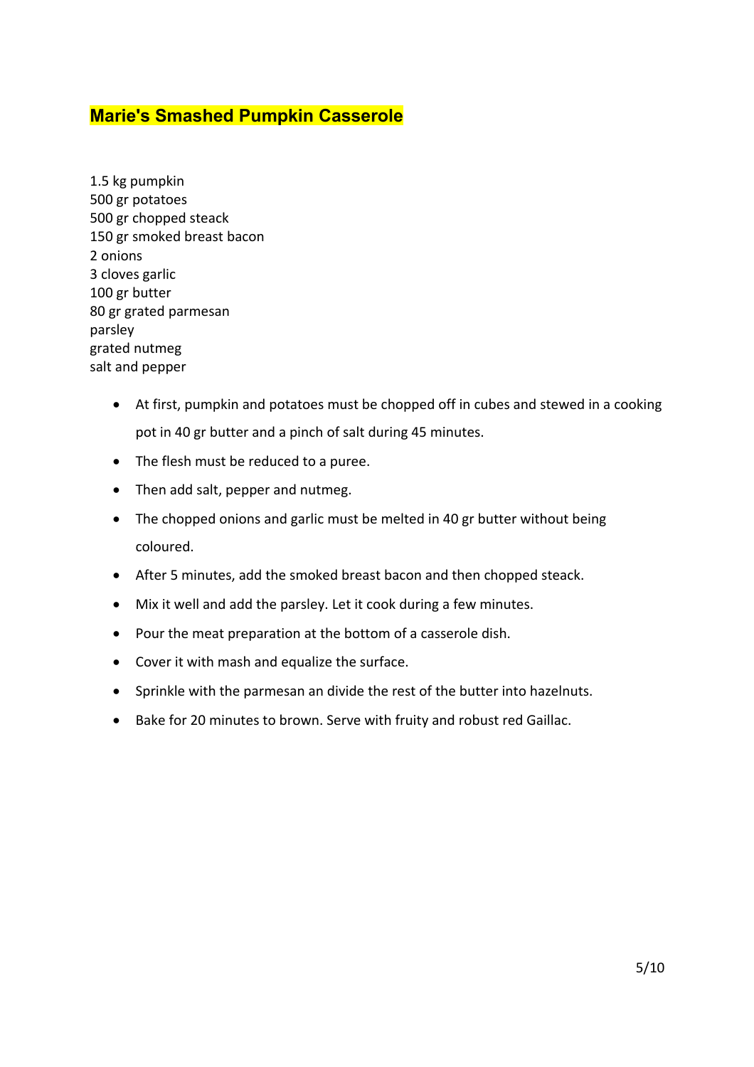# Marie's Smashed Pumpkin Casserole

1.5 kg pumpkin
500 gr potatoes
500 gr chopped steack
150 gr smoked breast bacon
2 onions
3 cloves garlic
100 gr butter
80 gr grated parmesan
parsley
grated nutmeg
salt and pepper

- At first, pumpkin and potatoes must be chopped off in cubes and stewed in a cooking pot in 40 gr butter and a pinch of salt during 45 minutes.
- The flesh must be reduced to a puree.
- Then add salt, pepper and nutmeg.
- The chopped onions and garlic must be melted in 40 gr butter without being coloured.
- After 5 minutes, add the smoked breast bacon and then chopped steack.
- Mix it well and add the parsley. Let it cook during a few minutes.
- Pour the meat preparation at the bottom of a casserole dish.
- Cover it with mash and equalize the surface.
- Sprinkle with the parmesan an divide the rest of the butter into hazelnuts.
- Bake for 20 minutes to brown. Serve with fruity and robust red Gaillac.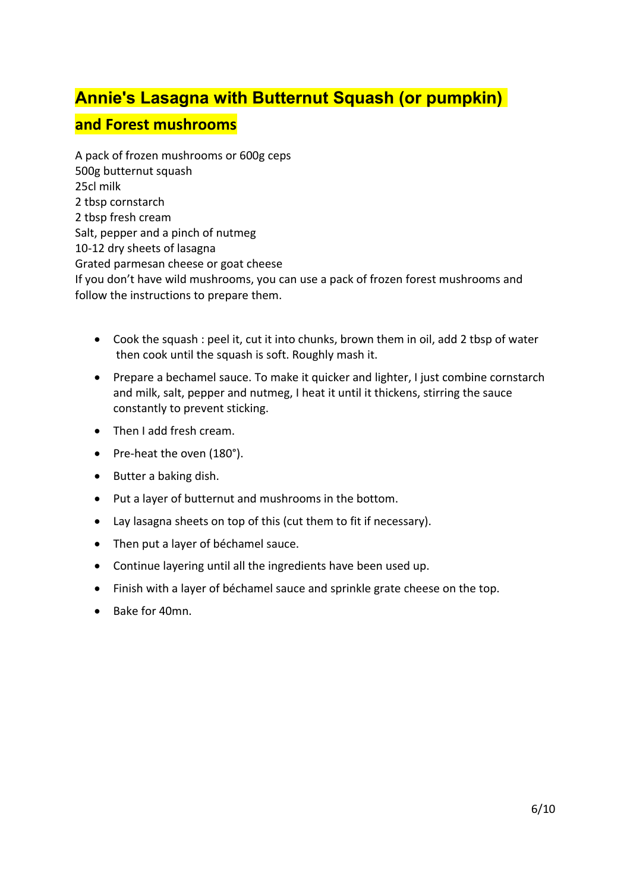## Annie's Lasagna with Butternut Squash (or pumpkin) and Forest mushrooms

A pack of frozen mushrooms or 600g ceps
500g butternut squash
25cl milk
2 tbsp cornstarch
2 tbsp fresh cream
Salt, pepper and a pinch of nutmeg
10-12 dry sheets of lasagna
Grated parmesan cheese or goat cheese
If you don't have wild mushrooms, you can use a pack of frozen forest mushrooms and follow the instructions to prepare them.

- Cook the squash : peel it, cut it into chunks, brown them in oil, add 2 tbsp of water then cook until the squash is soft. Roughly mash it.
- Prepare a bechamel sauce. To make it quicker and lighter, I just combine cornstarch and milk, salt, pepper and nutmeg, I heat it until it thickens, stirring the sauce constantly to prevent sticking.
- Then I add fresh cream.
- Pre-heat the oven (180°).
- Butter a baking dish.
- Put a layer of butternut and mushrooms in the bottom.
- Lay lasagna sheets on top of this (cut them to fit if necessary).
- Then put a layer of béchamel sauce.
- Continue layering until all the ingredients have been used up.
- Finish with a layer of béchamel sauce and sprinkle grate cheese on the top.
- Bake for 40mn.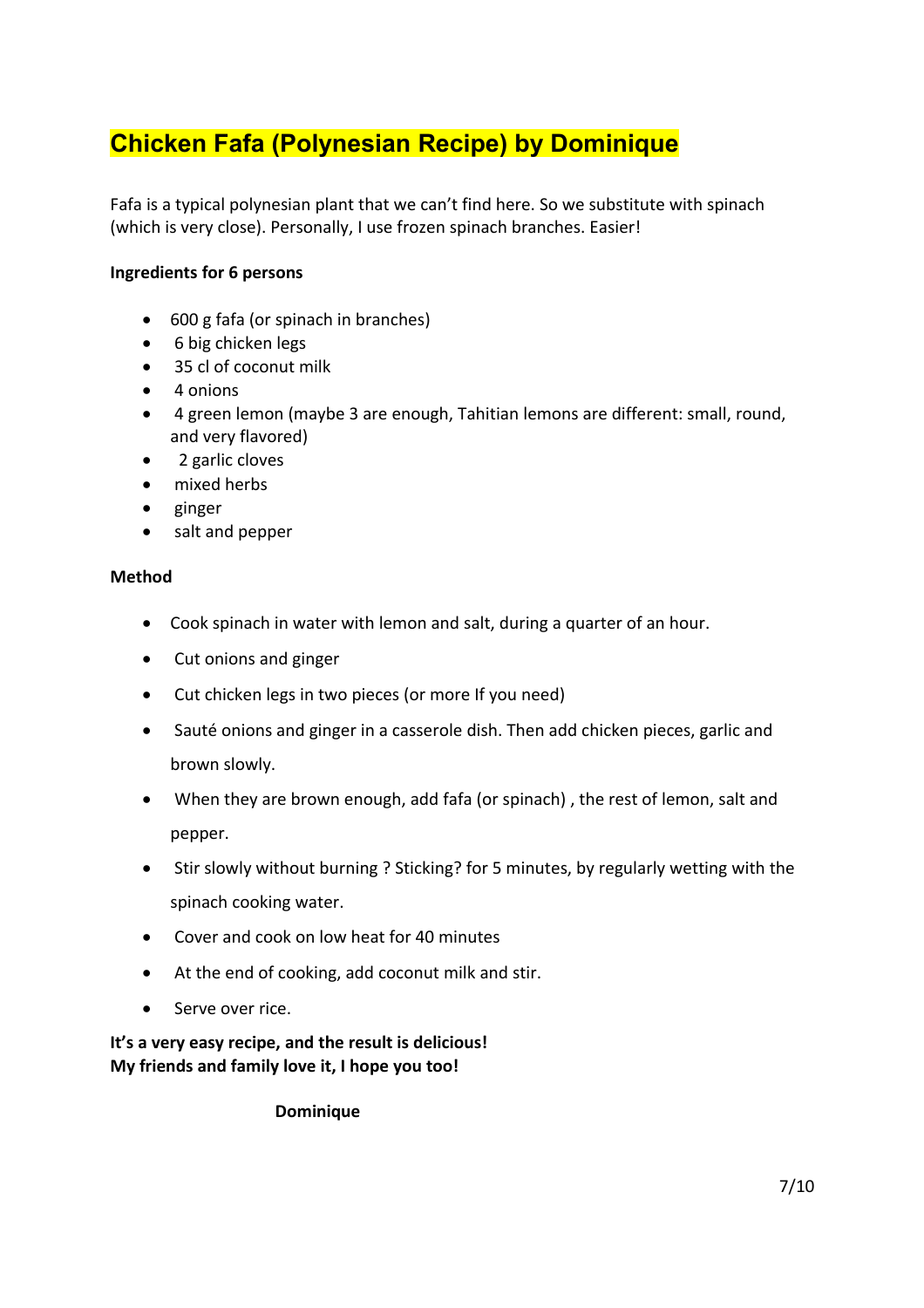# Chicken Fafa (Polynesian Recipe) by Dominique

Fafa is a typical polynesian plant that we can't find here. So we substitute with spinach (which is very close). Personally, I use frozen spinach branches. Easier!

**Ingredients for 6 persons**

- 600 g fafa (or spinach in branches)
- 6 big chicken legs
- 35 cl of coconut milk
- 4 onions
- 4 green lemon (maybe 3 are enough, Tahitian lemons are different: small, round, and very flavored)
- 2 garlic cloves
- mixed herbs
- ginger
- salt and pepper

**Method**

- Cook spinach in water with lemon and salt, during a quarter of an hour.
- Cut onions and ginger
- Cut chicken legs in two pieces (or more If you need)
- Sauté onions and ginger in a casserole dish. Then add chicken pieces, garlic and brown slowly.
- When they are brown enough, add fafa (or spinach) , the rest of lemon, salt and pepper.
- Stir slowly without burning ? Sticking? for 5 minutes, by regularly wetting with the spinach cooking water.
- Cover and cook on low heat for 40 minutes
- At the end of cooking, add coconut milk and stir.
- Serve over rice.

**It's a very easy recipe, and the result is delicious!**
**My friends and family love it, I hope you too!**

**Dominique**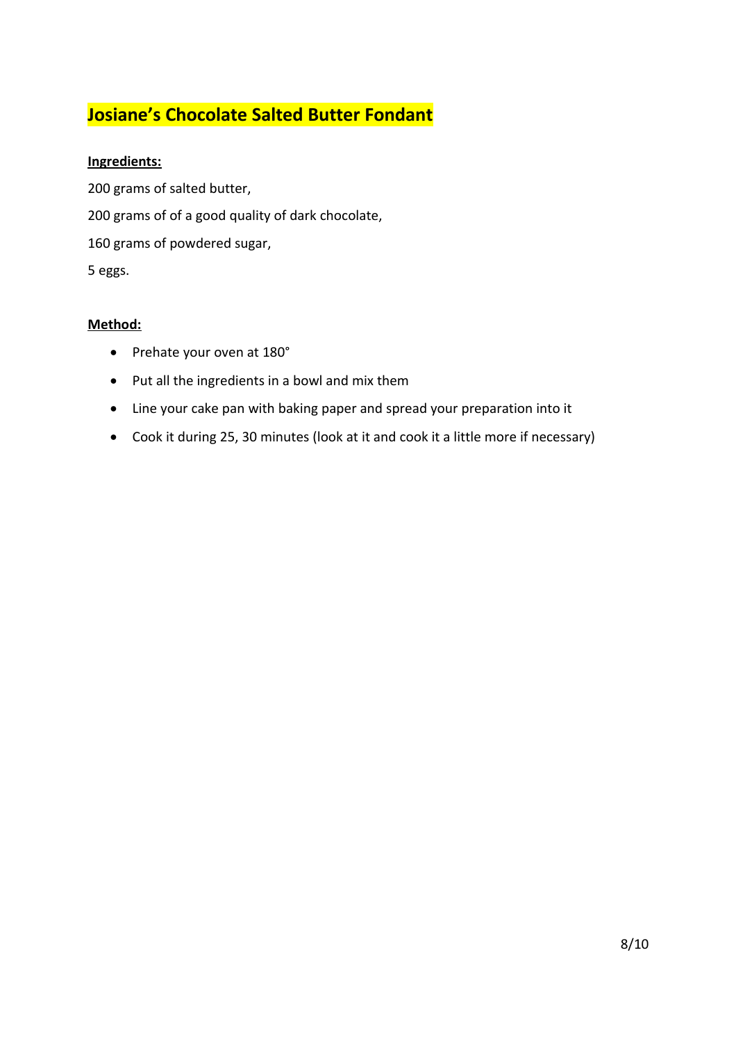# Josiane's Chocolate Salted Butter Fondant

**Ingredients:**

200 grams of salted butter,

200 grams of of a good quality of dark chocolate,

160 grams of powdered sugar,

5 eggs.

**Method:**

- Prehate your oven at 180°
- Put all the ingredients in a bowl and mix them
- Line your cake pan with baking paper and spread your preparation into it
- Cook it during 25, 30 minutes (look at it and cook it a little more if necessary)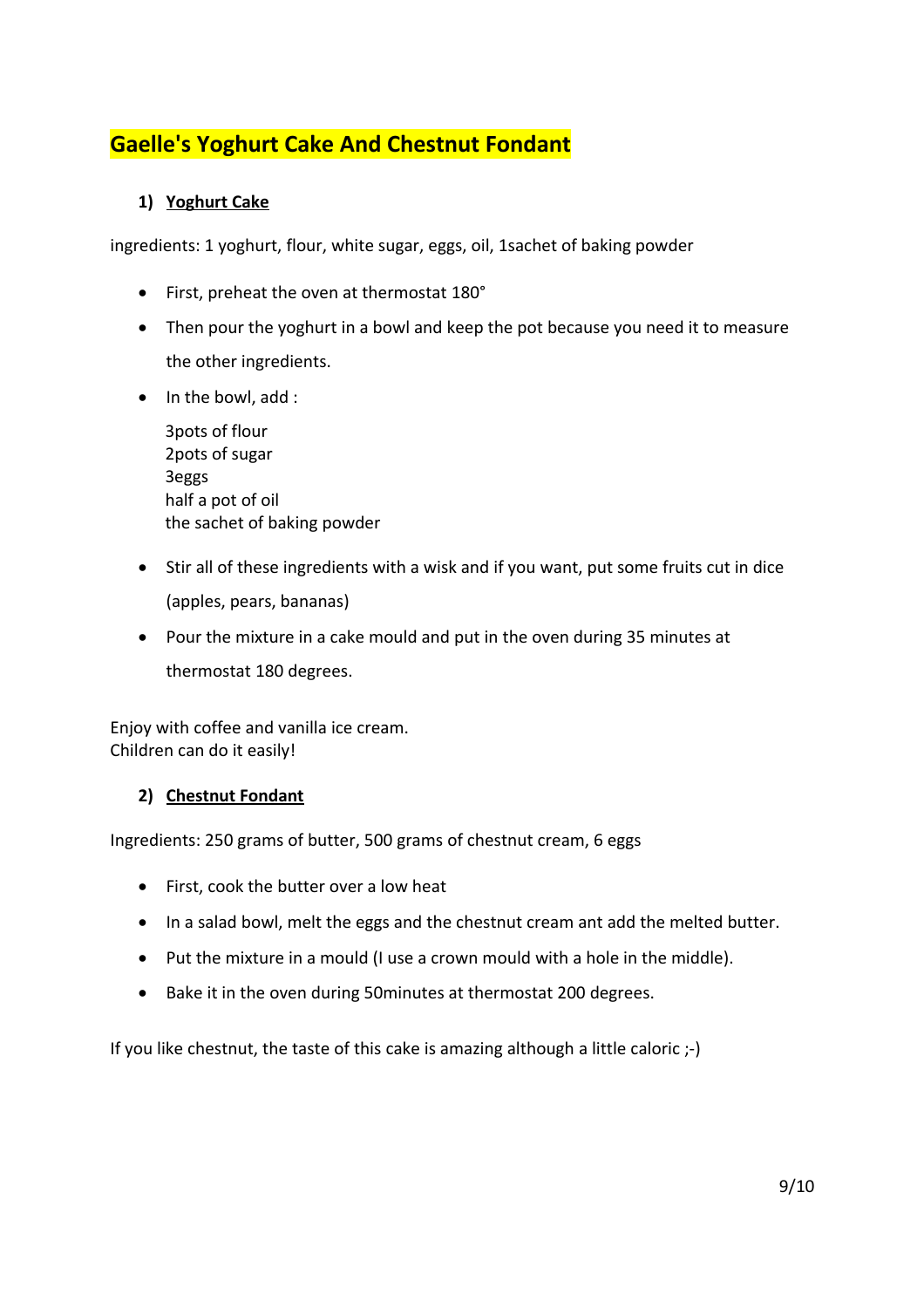# Gaelle's Yoghurt Cake And Chestnut Fondant

## 1) Yoghurt Cake

ingredients: 1 yoghurt, flour, white sugar, eggs, oil, 1sachet of baking powder

- First, preheat the oven at thermostat 180°
- Then pour the yoghurt in a bowl and keep the pot because you need it to measure the other ingredients.
- In the bowl, add :

  3pots of flour  
  2pots of sugar  
  3eggs  
  half a pot of oil  
  the sachet of baking powder

- Stir all of these ingredients with a wisk and if you want, put some fruits cut in dice (apples, pears, bananas)
- Pour the mixture in a cake mould and put in the oven during 35 minutes at thermostat 180 degrees.

Enjoy with coffee and vanilla ice cream.  
Children can do it easily!

## 2) Chestnut Fondant

Ingredients: 250 grams of butter, 500 grams of chestnut cream, 6 eggs

- First, cook the butter over a low heat
- In a salad bowl, melt the eggs and the chestnut cream ant add the melted butter.
- Put the mixture in a mould (I use a crown mould with a hole in the middle).
- Bake it in the oven during 50minutes at thermostat 200 degrees.

If you like chestnut, the taste of this cake is amazing although a little caloric ;-)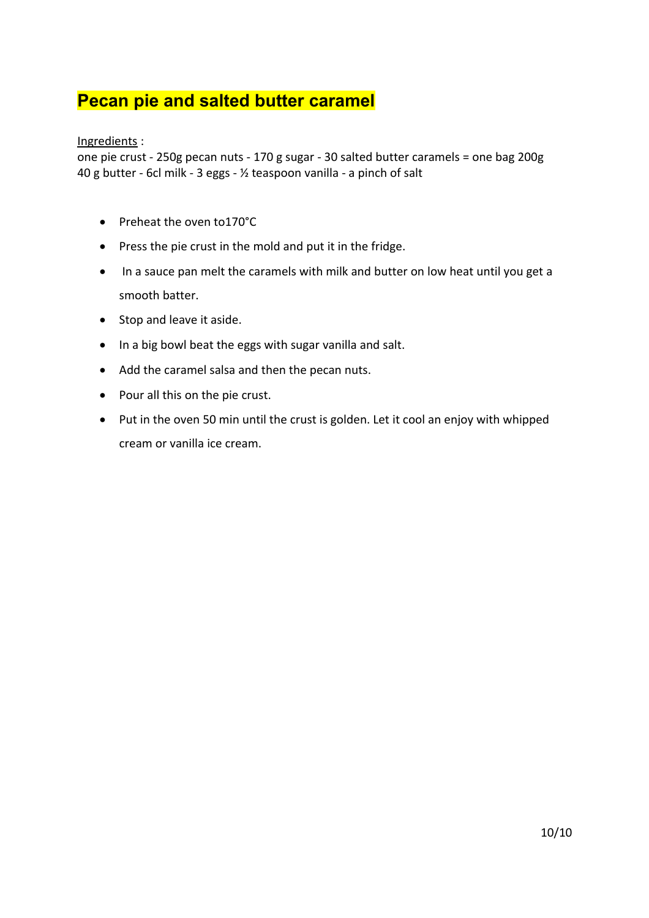## Pecan pie and salted butter caramel

Ingredients :
one pie crust - 250g pecan nuts - 170 g sugar - 30 salted butter caramels = one bag 200g
40 g butter - 6cl milk - 3 eggs - ½ teaspoon vanilla - a pinch of salt

- Preheat the oven to170°C
- Press the pie crust in the mold and put it in the fridge.
- In a sauce pan melt the caramels with milk and butter on low heat until you get a smooth batter.
- Stop and leave it aside.
- In a big bowl beat the eggs with sugar vanilla and salt.
- Add the caramel salsa and then the pecan nuts.
- Pour all this on the pie crust.
- Put in the oven 50 min until the crust is golden. Let it cool an enjoy with whipped cream or vanilla ice cream.